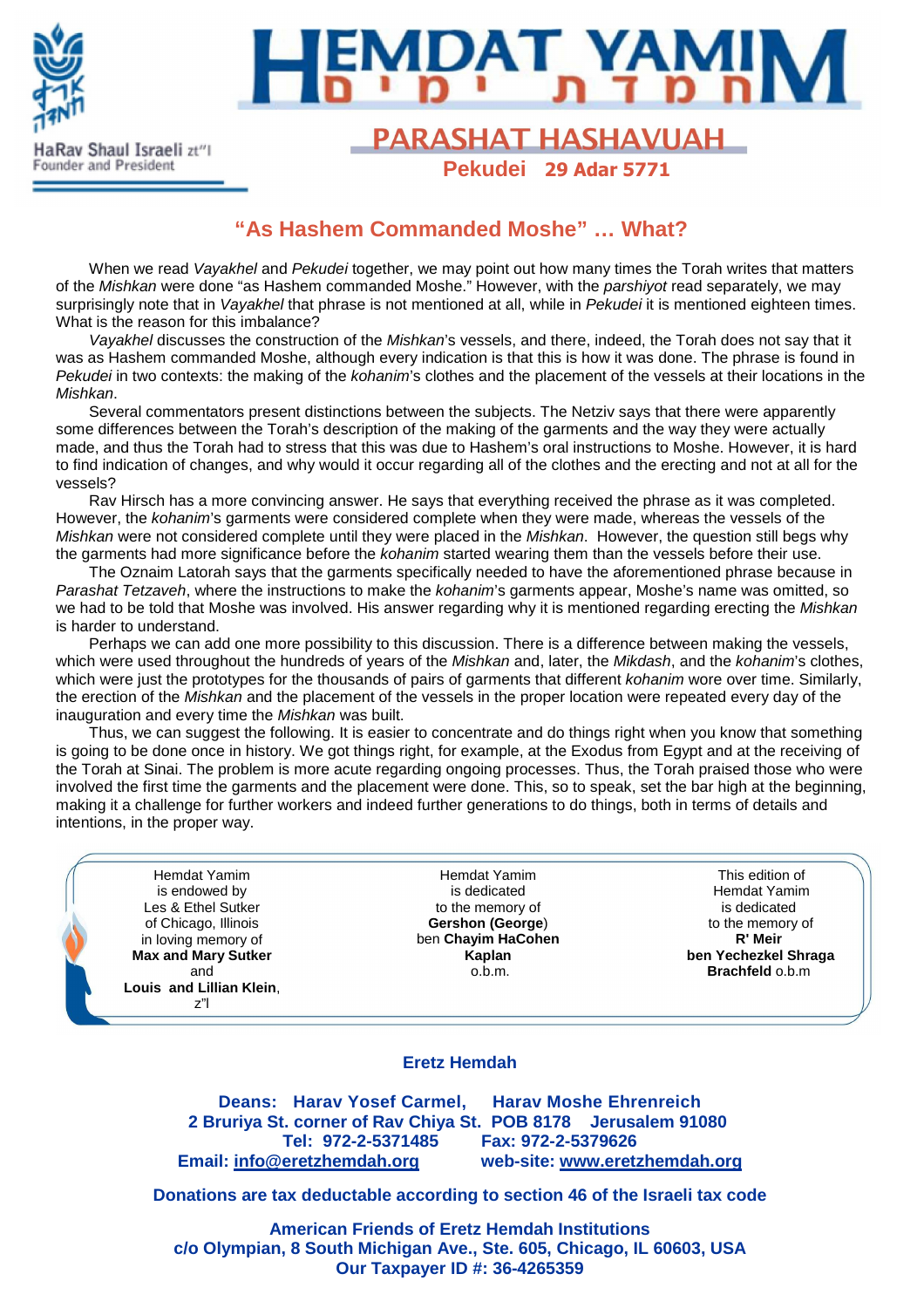# HEMDAT YAMIM

HaRav Shaul Israeli zt"l
Founder and President

## PARASHAT HASHAVUAH

**Pekudei 29 Adar 5771**

## "As Hashem Commanded Moshe" … What?

When we read *Vayakhel* and *Pekudei* together, we may point out how many times the Torah writes that matters of the *Mishkan* were done "as Hashem commanded Moshe." However, with the *parshiyot* read separately, we may surprisingly note that in *Vayakhel* that phrase is not mentioned at all, while in *Pekudei* it is mentioned eighteen times. What is the reason for this imbalance?

*Vayakhel* discusses the construction of the *Mishkan*'s vessels, and there, indeed, the Torah does not say that it was as Hashem commanded Moshe, although every indication is that this is how it was done. The phrase is found in *Pekudei* in two contexts: the making of the *kohanim*'s clothes and the placement of the vessels at their locations in the *Mishkan*.

Several commentators present distinctions between the subjects. The Netziv says that there were apparently some differences between the Torah's description of the making of the garments and the way they were actually made, and thus the Torah had to stress that this was due to Hashem's oral instructions to Moshe. However, it is hard to find indication of changes, and why would it occur regarding all of the clothes and the erecting and not at all for the vessels?

Rav Hirsch has a more convincing answer. He says that everything received the phrase as it was completed. However, the *kohanim*'s garments were considered complete when they were made, whereas the vessels of the *Mishkan* were not considered complete until they were placed in the *Mishkan*. However, the question still begs why the garments had more significance before the *kohanim* started wearing them than the vessels before their use.

The Oznaim Latorah says that the garments specifically needed to have the aforementioned phrase because in *Parashat Tetzaveh*, where the instructions to make the *kohanim*'s garments appear, Moshe's name was omitted, so we had to be told that Moshe was involved. His answer regarding why it is mentioned regarding erecting the *Mishkan* is harder to understand.

Perhaps we can add one more possibility to this discussion. There is a difference between making the vessels, which were used throughout the hundreds of years of the *Mishkan* and, later, the *Mikdash*, and the *kohanim*'s clothes, which were just the prototypes for the thousands of pairs of garments that different *kohanim* wore over time. Similarly, the erection of the *Mishkan* and the placement of the vessels in the proper location were repeated every day of the inauguration and every time the *Mishkan* was built.

Thus, we can suggest the following. It is easier to concentrate and do things right when you know that something is going to be done once in history. We got things right, for example, at the Exodus from Egypt and at the receiving of the Torah at Sinai. The problem is more acute regarding ongoing processes. Thus, the Torah praised those who were involved the first time the garments and the placement were done. This, so to speak, set the bar high at the beginning, making it a challenge for further workers and indeed further generations to do things, both in terms of details and intentions, in the proper way.

Hemdat Yamim is endowed by Les & Ethel Sutker of Chicago, Illinois in loving memory of **Max and Mary Sutker** and **Louis and Lillian Klein**, z"l

Hemdat Yamim is dedicated to the memory of **Gershon (George**) ben **Chayim HaCohen Kaplan** o.b.m.

This edition of Hemdat Yamim is dedicated to the memory of **R' Meir ben Yechezkel Shraga Brachfeld** o.b.m

**Eretz Hemdah**

**Deans: Harav Yosef Carmel, Harav Moshe Ehrenreich**
**2 Bruriya St. corner of Rav Chiya St. POB 8178 Jerusalem 91080**
**Tel: 972-2-5371485 Fax: 972-2-5379626**
**Email: info@eretzhemdah.org web-site: www.eretzhemdah.org**

**Donations are tax deductable according to section 46 of the Israeli tax code**

**American Friends of Eretz Hemdah Institutions**
**c/o Olympian, 8 South Michigan Ave., Ste. 605, Chicago, IL 60603, USA**
**Our Taxpayer ID #: 36-4265359**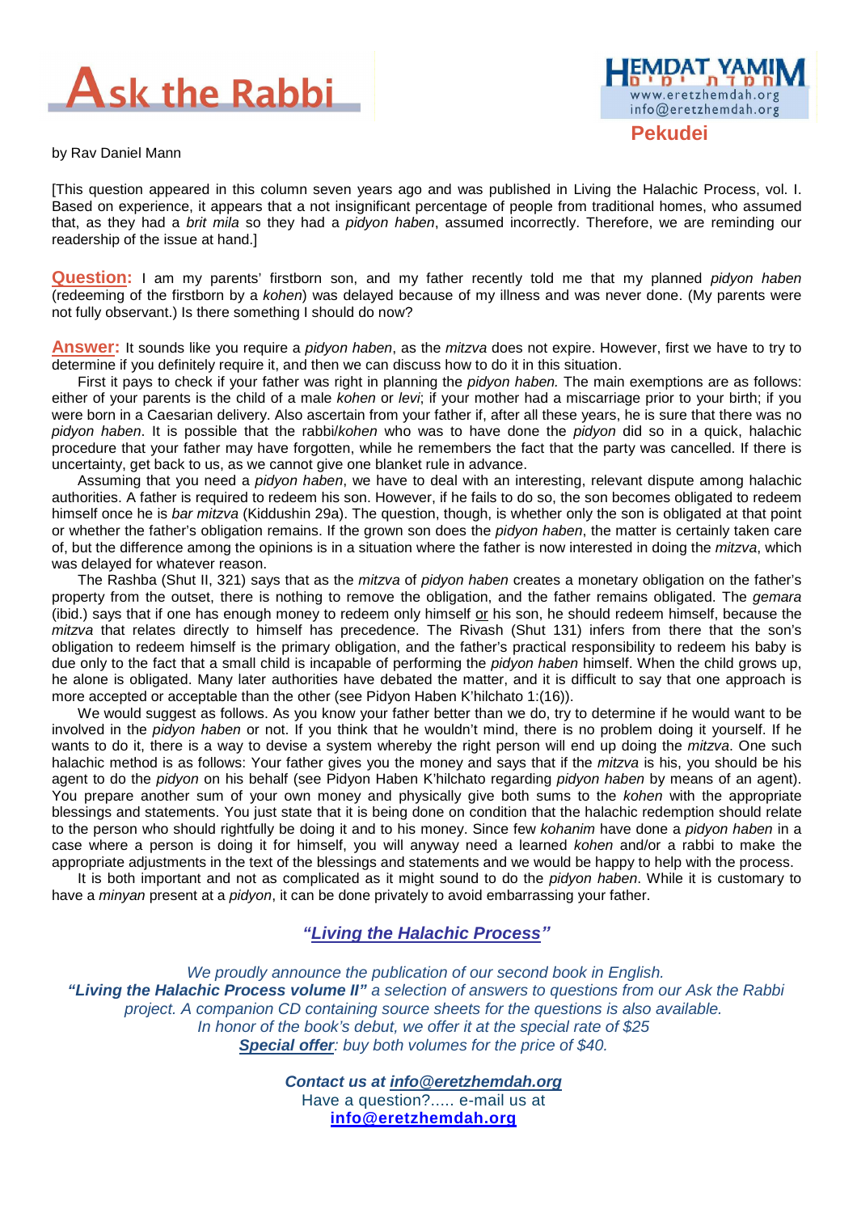# Ask the Rabbi

**Pekudei**

by Rav Daniel Mann

[This question appeared in this column seven years ago and was published in Living the Halachic Process, vol. I. Based on experience, it appears that a not insignificant percentage of people from traditional homes, who assumed that, as they had a *brit mila* so they had a *pidyon haben*, assumed incorrectly. Therefore, we are reminding our readership of the issue at hand.]

**Question:** I am my parents' firstborn son, and my father recently told me that my planned *pidyon haben* (redeeming of the firstborn by a *kohen*) was delayed because of my illness and was never done. (My parents were not fully observant.) Is there something I should do now?

**Answer:** It sounds like you require a *pidyon haben*, as the *mitzva* does not expire. However, first we have to try to determine if you definitely require it, and then we can discuss how to do it in this situation.

First it pays to check if your father was right in planning the *pidyon haben.* The main exemptions are as follows: either of your parents is the child of a male *kohen* or *levi*; if your mother had a miscarriage prior to your birth; if you were born in a Caesarian delivery. Also ascertain from your father if, after all these years, he is sure that there was no *pidyon haben*. It is possible that the rabbi/*kohen* who was to have done the *pidyon* did so in a quick, halachic procedure that your father may have forgotten, while he remembers the fact that the party was cancelled. If there is uncertainty, get back to us, as we cannot give one blanket rule in advance.

Assuming that you need a *pidyon haben*, we have to deal with an interesting, relevant dispute among halachic authorities. A father is required to redeem his son. However, if he fails to do so, the son becomes obligated to redeem himself once he is *bar mitzva* (Kiddushin 29a). The question, though, is whether only the son is obligated at that point or whether the father's obligation remains. If the grown son does the *pidyon haben*, the matter is certainly taken care of, but the difference among the opinions is in a situation where the father is now interested in doing the *mitzva*, which was delayed for whatever reason.

The Rashba (Shut II, 321) says that as the *mitzva* of *pidyon haben* creates a monetary obligation on the father's property from the outset, there is nothing to remove the obligation, and the father remains obligated. The *gemara* (ibid.) says that if one has enough money to redeem only himself or his son, he should redeem himself, because the *mitzva* that relates directly to himself has precedence. The Rivash (Shut 131) infers from there that the son's obligation to redeem himself is the primary obligation, and the father's practical responsibility to redeem his baby is due only to the fact that a small child is incapable of performing the *pidyon haben* himself. When the child grows up, he alone is obligated. Many later authorities have debated the matter, and it is difficult to say that one approach is more accepted or acceptable than the other (see Pidyon Haben K'hilchato 1:(16)).

We would suggest as follows. As you know your father better than we do, try to determine if he would want to be involved in the *pidyon haben* or not. If you think that he wouldn't mind, there is no problem doing it yourself. If he wants to do it, there is a way to devise a system whereby the right person will end up doing the *mitzva*. One such halachic method is as follows: Your father gives you the money and says that if the *mitzva* is his, you should be his agent to do the *pidyon* on his behalf (see Pidyon Haben K'hilchato regarding *pidyon haben* by means of an agent). You prepare another sum of your own money and physically give both sums to the *kohen* with the appropriate blessings and statements. You just state that it is being done on condition that the halachic redemption should relate to the person who should rightfully be doing it and to his money. Since few *kohanim* have done a *pidyon haben* in a case where a person is doing it for himself, you will anyway need a learned *kohen* and/or a rabbi to make the appropriate adjustments in the text of the blessings and statements and we would be happy to help with the process.

It is both important and not as complicated as it might sound to do the *pidyon haben*. While it is customary to have a *minyan* present at a *pidyon*, it can be done privately to avoid embarrassing your father.

***"Living the Halachic Process"***

*We proudly announce the publication of our second book in English.*
***"Living the Halachic Process volume II"*** *a selection of answers to questions from our Ask the Rabbi project. A companion CD containing source sheets for the questions is also available.*
*In honor of the book's debut, we offer it at the special rate of $25*
***Special offer****: buy both volumes for the price of $40.*

***Contact us at info@eretzhemdah.org***
Have a question?..... e-mail us at
**info@eretzhemdah.org**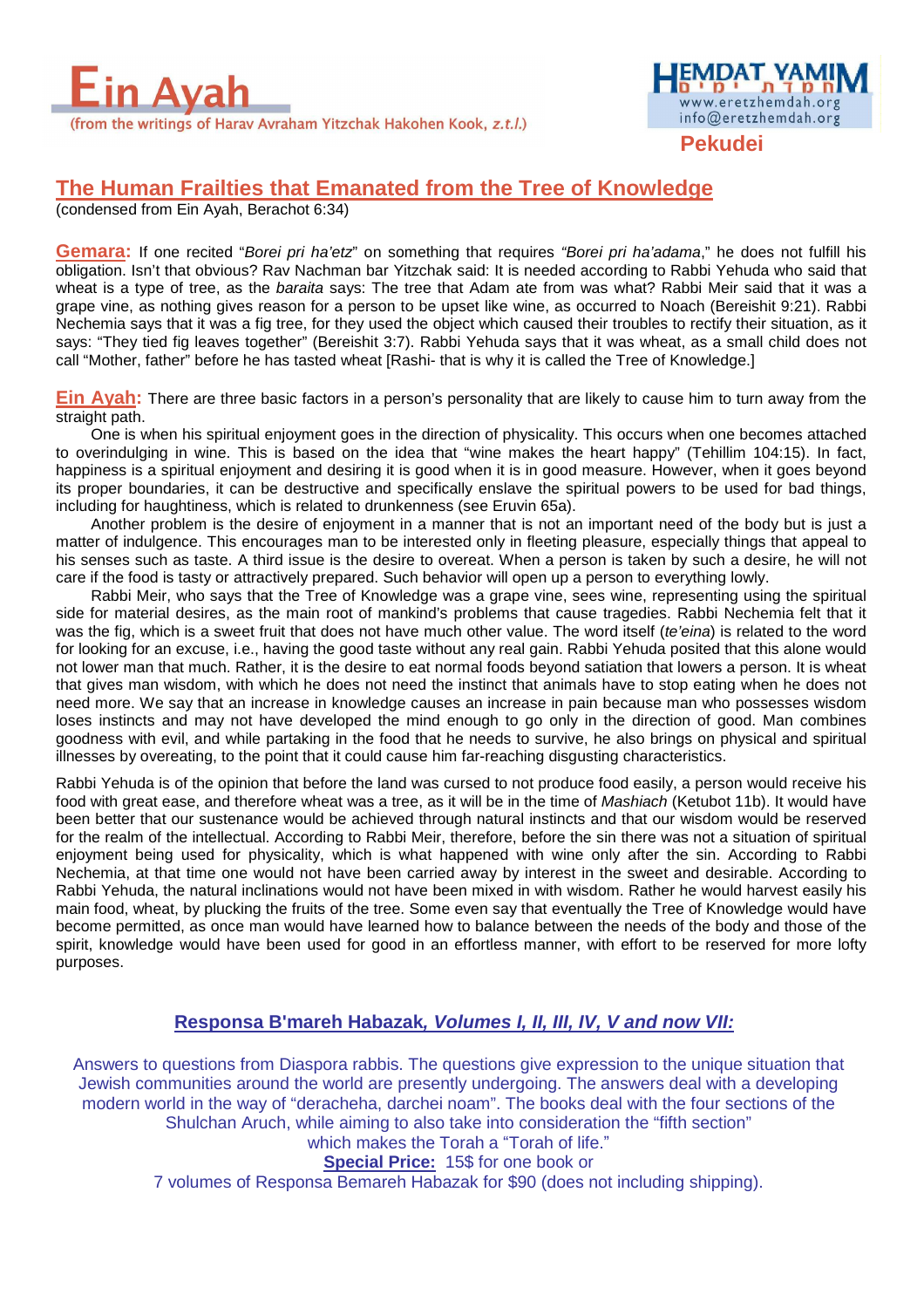# Ein Ayah

(from the writings of Harav Avraham Yitzchak Hakohen Kook, *z.t.l.*)

**Pekudei**

## The Human Frailties that Emanated from the Tree of Knowledge

(condensed from Ein Ayah, Berachot 6:34)

**Gemara:** If one recited "*Borei pri ha'etz*" on something that requires *"Borei pri ha'adama*," he does not fulfill his obligation. Isn't that obvious? Rav Nachman bar Yitzchak said: It is needed according to Rabbi Yehuda who said that wheat is a type of tree, as the *baraita* says: The tree that Adam ate from was what? Rabbi Meir said that it was a grape vine, as nothing gives reason for a person to be upset like wine, as occurred to Noach (Bereishit 9:21). Rabbi Nechemia says that it was a fig tree, for they used the object which caused their troubles to rectify their situation, as it says: "They tied fig leaves together" (Bereishit 3:7). Rabbi Yehuda says that it was wheat, as a small child does not call "Mother, father" before he has tasted wheat [Rashi- that is why it is called the Tree of Knowledge.]

**Ein Ayah:** There are three basic factors in a person's personality that are likely to cause him to turn away from the straight path.

One is when his spiritual enjoyment goes in the direction of physicality. This occurs when one becomes attached to overindulging in wine. This is based on the idea that "wine makes the heart happy" (Tehillim 104:15). In fact, happiness is a spiritual enjoyment and desiring it is good when it is in good measure. However, when it goes beyond its proper boundaries, it can be destructive and specifically enslave the spiritual powers to be used for bad things, including for haughtiness, which is related to drunkenness (see Eruvin 65a).

Another problem is the desire of enjoyment in a manner that is not an important need of the body but is just a matter of indulgence. This encourages man to be interested only in fleeting pleasure, especially things that appeal to his senses such as taste. A third issue is the desire to overeat. When a person is taken by such a desire, he will not care if the food is tasty or attractively prepared. Such behavior will open up a person to everything lowly.

Rabbi Meir, who says that the Tree of Knowledge was a grape vine, sees wine, representing using the spiritual side for material desires, as the main root of mankind's problems that cause tragedies. Rabbi Nechemia felt that it was the fig, which is a sweet fruit that does not have much other value. The word itself (*te'eina*) is related to the word for looking for an excuse, i.e., having the good taste without any real gain. Rabbi Yehuda posited that this alone would not lower man that much. Rather, it is the desire to eat normal foods beyond satiation that lowers a person. It is wheat that gives man wisdom, with which he does not need the instinct that animals have to stop eating when he does not need more. We say that an increase in knowledge causes an increase in pain because man who possesses wisdom loses instincts and may not have developed the mind enough to go only in the direction of good. Man combines goodness with evil, and while partaking in the food that he needs to survive, he also brings on physical and spiritual illnesses by overeating, to the point that it could cause him far-reaching disgusting characteristics.

Rabbi Yehuda is of the opinion that before the land was cursed to not produce food easily, a person would receive his food with great ease, and therefore wheat was a tree, as it will be in the time of *Mashiach* (Ketubot 11b). It would have been better that our sustenance would be achieved through natural instincts and that our wisdom would be reserved for the realm of the intellectual. According to Rabbi Meir, therefore, before the sin there was not a situation of spiritual enjoyment being used for physicality, which is what happened with wine only after the sin. According to Rabbi Nechemia, at that time one would not have been carried away by interest in the sweet and desirable. According to Rabbi Yehuda, the natural inclinations would not have been mixed in with wisdom. Rather he would harvest easily his main food, wheat, by plucking the fruits of the tree. Some even say that eventually the Tree of Knowledge would have become permitted, as once man would have learned how to balance between the needs of the body and those of the spirit, knowledge would have been used for good in an effortless manner, with effort to be reserved for more lofty purposes.

### Responsa B'mareh Habazak, *Volumes I, II, III, IV, V and now VII:*

Answers to questions from Diaspora rabbis. The questions give expression to the unique situation that Jewish communities around the world are presently undergoing. The answers deal with a developing modern world in the way of "deracheha, darchei noam". The books deal with the four sections of the Shulchan Aruch, while aiming to also take into consideration the "fifth section" which makes the Torah a "Torah of life."

**Special Price:** 15$ for one book or

7 volumes of Responsa Bemareh Habazak for $90 (does not including shipping).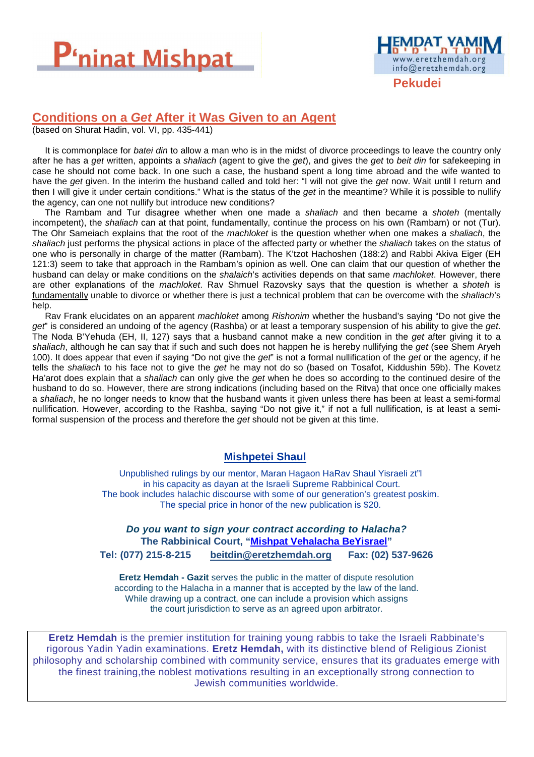# P'ninat Mishpat

**Pekudei**

## Conditions on a *Get* After it Was Given to an Agent

(based on Shurat Hadin, vol. VI, pp. 435-441)

It is commonplace for *batei din* to allow a man who is in the midst of divorce proceedings to leave the country only after he has a *get* written, appoints a *shaliach* (agent to give the *get*), and gives the *get* to *beit din* for safekeeping in case he should not come back. In one such a case, the husband spent a long time abroad and the wife wanted to have the *get* given. In the interim the husband called and told her: "I will not give the *get* now. Wait until I return and then I will give it under certain conditions." What is the status of the *get* in the meantime? While it is possible to nullify the agency, can one not nullify but introduce new conditions?

The Rambam and Tur disagree whether when one made a *shaliach* and then became a *shoteh* (mentally incompetent), the *shaliach* can at that point, fundamentally, continue the process on his own (Rambam) or not (Tur). The Ohr Sameiach explains that the root of the *machloket* is the question whether when one makes a *shaliach*, the *shaliach* just performs the physical actions in place of the affected party or whether the *shaliach* takes on the status of one who is personally in charge of the matter (Rambam). The K'tzot Hachoshen (188:2) and Rabbi Akiva Eiger (EH 121:3) seem to take that approach in the Rambam's opinion as well. One can claim that our question of whether the husband can delay or make conditions on the *shalaich*'s activities depends on that same *machloket*. However, there are other explanations of the *machloket*. Rav Shmuel Razovsky says that the question is whether a *shoteh* is fundamentally unable to divorce or whether there is just a technical problem that can be overcome with the *shaliach*'s help.

Rav Frank elucidates on an apparent *machloket* among *Rishonim* whether the husband's saying "Do not give the *get*" is considered an undoing of the agency (Rashba) or at least a temporary suspension of his ability to give the *get*. The Noda B'Yehuda (EH, II, 127) says that a husband cannot make a new condition in the *get* after giving it to a *shaliach*, although he can say that if such and such does not happen he is hereby nullifying the *get* (see Shem Aryeh 100). It does appear that even if saying "Do not give the *get*" is not a formal nullification of the *get* or the agency, if he tells the *shaliach* to his face not to give the *get* he may not do so (based on Tosafot, Kiddushin 59b). The Kovetz Ha'arot does explain that a *shaliach* can only give the *get* when he does so according to the continued desire of the husband to do so. However, there are strong indications (including based on the Ritva) that once one officially makes a *shaliach*, he no longer needs to know that the husband wants it given unless there has been at least a semi-formal nullification. However, according to the Rashba, saying "Do not give it," if not a full nullification, is at least a semi-formal suspension of the process and therefore the *get* should not be given at this time.

## Mishpetei Shaul

Unpublished rulings by our mentor, Maran Hagaon HaRav Shaul Yisraeli zt"l in his capacity as dayan at the Israeli Supreme Rabbinical Court.
The book includes halachic discourse with some of our generation's greatest poskim.
The special price in honor of the new publication is $20.

***Do you want to sign your contract according to Halacha?***
**The Rabbinical Court, "Mishpat Vehalacha BeYisrael"**
**Tel: (077) 215-8-215 beitdin@eretzhemdah.org Fax: (02) 537-9626**

**Eretz Hemdah - Gazit** serves the public in the matter of dispute resolution according to the Halacha in a manner that is accepted by the law of the land. While drawing up a contract, one can include a provision which assigns the court jurisdiction to serve as an agreed upon arbitrator.

**Eretz Hemdah** is the premier institution for training young rabbis to take the Israeli Rabbinate's rigorous Yadin Yadin examinations. **Eretz Hemdah,** with its distinctive blend of Religious Zionist philosophy and scholarship combined with community service, ensures that its graduates emerge with the finest training,the noblest motivations resulting in an exceptionally strong connection to Jewish communities worldwide.